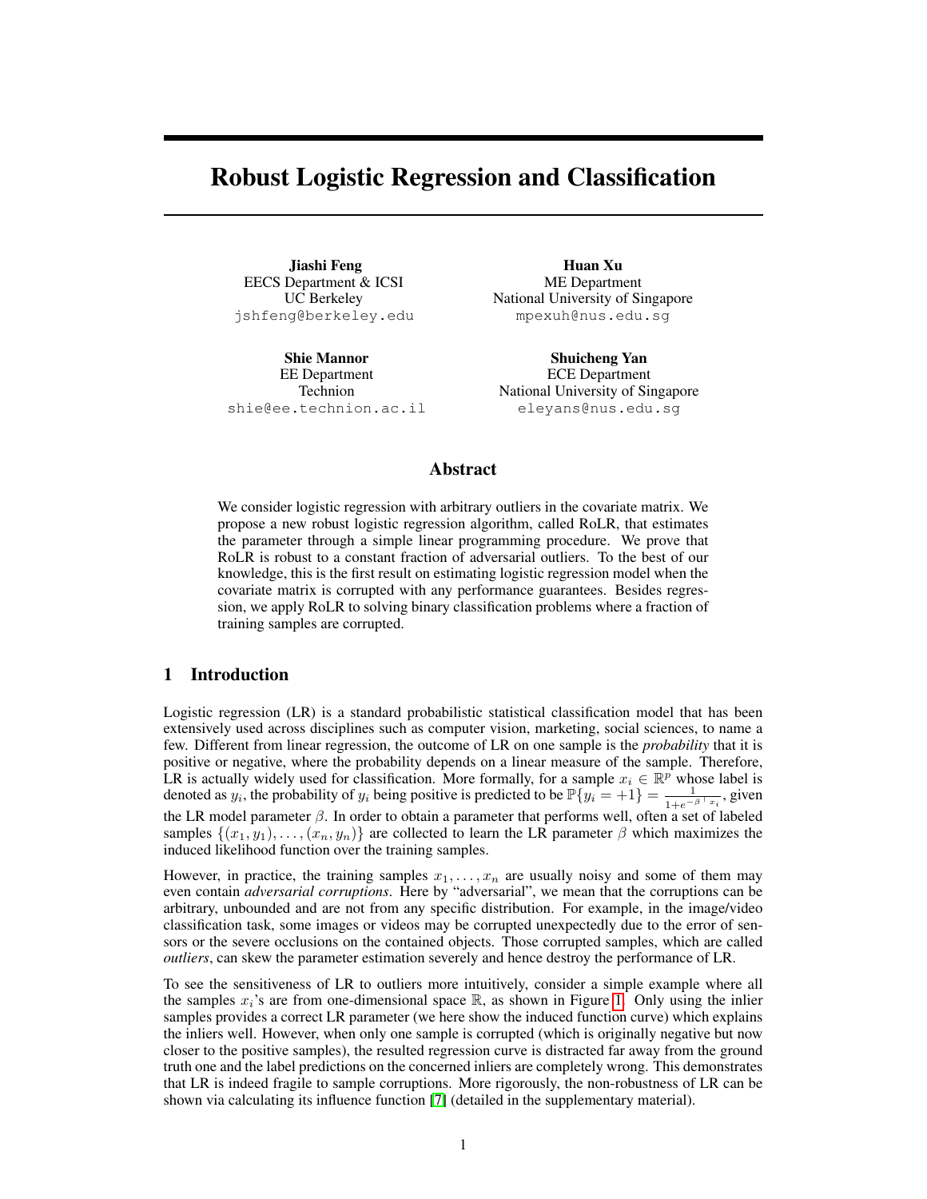# Robust Logistic Regression and Classification

**Jiashi Feng**
EECS Department & ICSI
UC Berkeley
jshfeng@berkeley.edu

**Huan Xu**
ME Department
National University of Singapore
mpexuh@nus.edu.sg

**Shie Mannor**
EE Department
Technion
shie@ee.technion.ac.il

**Shuicheng Yan**
ECE Department
National University of Singapore
eleyans@nus.edu.sg

## Abstract

We consider logistic regression with arbitrary outliers in the covariate matrix. We propose a new robust logistic regression algorithm, called RoLR, that estimates the parameter through a simple linear programming procedure. We prove that RoLR is robust to a constant fraction of adversarial outliers. To the best of our knowledge, this is the first result on estimating logistic regression model when the covariate matrix is corrupted with any performance guarantees. Besides regression, we apply RoLR to solving binary classification problems where a fraction of training samples are corrupted.

## 1 Introduction

Logistic regression (LR) is a standard probabilistic statistical classification model that has been extensively used across disciplines such as computer vision, marketing, social sciences, to name a few. Different from linear regression, the outcome of LR on one sample is the *probability* that it is positive or negative, where the probability depends on a linear measure of the sample. Therefore, LR is actually widely used for classification. More formally, for a sample $x_i \in \mathbb{R}^p$ whose label is denoted as $y_i$, the probability of $y_i$ being positive is predicted to be $\mathbb{P}\{y_i = +1\} = \frac{1}{1+e^{-\beta^\top x_i}}$, given the LR model parameter $\beta$. In order to obtain a parameter that performs well, often a set of labeled samples $\{(x_1, y_1), \ldots, (x_n, y_n)\}$ are collected to learn the LR parameter $\beta$ which maximizes the induced likelihood function over the training samples.

However, in practice, the training samples $x_1, \ldots, x_n$ are usually noisy and some of them may even contain *adversarial corruptions*. Here by "adversarial", we mean that the corruptions can be arbitrary, unbounded and are not from any specific distribution. For example, in the image/video classification task, some images or videos may be corrupted unexpectedly due to the error of sensors or the severe occlusions on the contained objects. Those corrupted samples, which are called *outliers*, can skew the parameter estimation severely and hence destroy the performance of LR.

To see the sensitiveness of LR to outliers more intuitively, consider a simple example where all the samples $x_i$'s are from one-dimensional space $\mathbb{R}$, as shown in Figure 1. Only using the inlier samples provides a correct LR parameter (we here show the induced function curve) which explains the inliers well. However, when only one sample is corrupted (which is originally negative but now closer to the positive samples), the resulted regression curve is distracted far away from the ground truth one and the label predictions on the concerned inliers are completely wrong. This demonstrates that LR is indeed fragile to sample corruptions. More rigorously, the non-robustness of LR can be shown via calculating its influence function [7] (detailed in the supplementary material).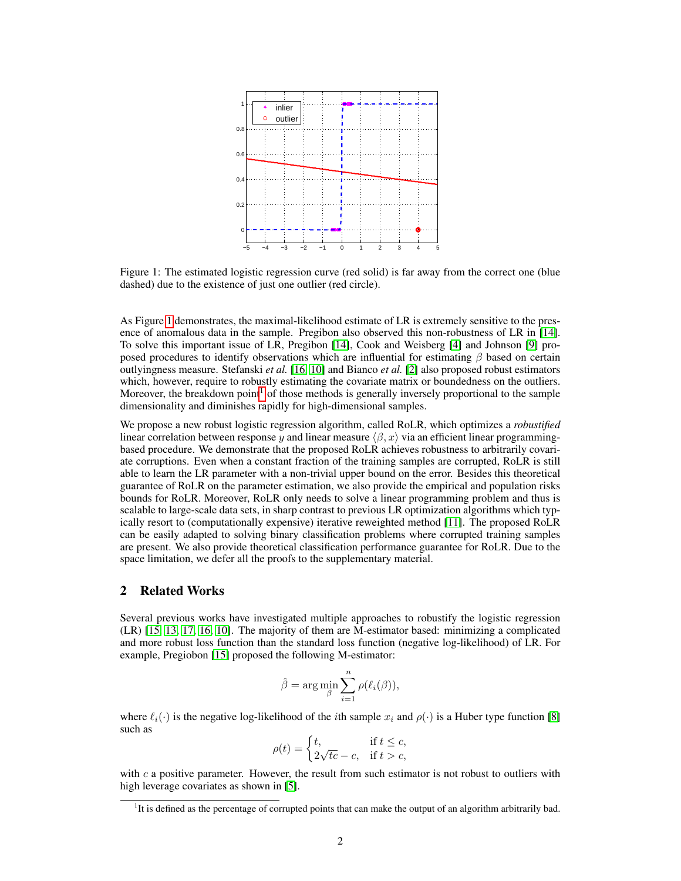Figure 1: The estimated logistic regression curve (red solid) is far away from the correct one (blue dashed) due to the existence of just one outlier (red circle).

As Figure 1 demonstrates, the maximal-likelihood estimate of LR is extremely sensitive to the presence of anomalous data in the sample. Pregibon also observed this non-robustness of LR in [14]. To solve this important issue of LR, Pregibon [14], Cook and Weisberg [4] and Johnson [9] proposed procedures to identify observations which are influential for estimating $\beta$ based on certain outlyingness measure. Stefanski *et al.* [16, 10] and Bianco *et al.* [2] also proposed robust estimators which, however, require to robustly estimating the covariate matrix or boundedness on the outliers. Moreover, the breakdown point[1] of those methods is generally inversely proportional to the sample dimensionality and diminishes rapidly for high-dimensional samples.

We propose a new robust logistic regression algorithm, called RoLR, which optimizes a *robustified* linear correlation between response $y$ and linear measure $\langle \beta, x \rangle$ via an efficient linear programming-based procedure. We demonstrate that the proposed RoLR achieves robustness to arbitrarily covariate corruptions. Even when a constant fraction of the training samples are corrupted, RoLR is still able to learn the LR parameter with a non-trivial upper bound on the error. Besides this theoretical guarantee of RoLR on the parameter estimation, we also provide the empirical and population risks bounds for RoLR. Moreover, RoLR only needs to solve a linear programming problem and thus is scalable to large-scale data sets, in sharp contrast to previous LR optimization algorithms which typically resort to (computationally expensive) iterative reweighted method [11]. The proposed RoLR can be easily adapted to solving binary classification problems where corrupted training samples are present. We also provide theoretical classification performance guarantee for RoLR. Due to the space limitation, we defer all the proofs to the supplementary material.

## 2 Related Works

Several previous works have investigated multiple approaches to robustify the logistic regression (LR) [15, 13, 17, 16, 10]. The majority of them are M-estimator based: minimizing a complicated and more robust loss function than the standard loss function (negative log-likelihood) of LR. For example, Pregiobon [15] proposed the following M-estimator:

$$\hat{\beta} = \arg\min_{\beta} \sum_{i=1}^{n} \rho(\ell_i(\beta)),$$

where $\ell_i(\cdot)$ is the negative log-likelihood of the $i$th sample $x_i$ and $\rho(\cdot)$ is a Huber type function [8] such as

$$\rho(t) = \begin{cases} t, & \text{if } t \le c, \\ 2\sqrt{tc} - c, & \text{if } t > c, \end{cases}$$

with $c$ a positive parameter. However, the result from such estimator is not robust to outliers with high leverage covariates as shown in [5].

[1] It is defined as the percentage of corrupted points that can make the output of an algorithm arbitrarily bad.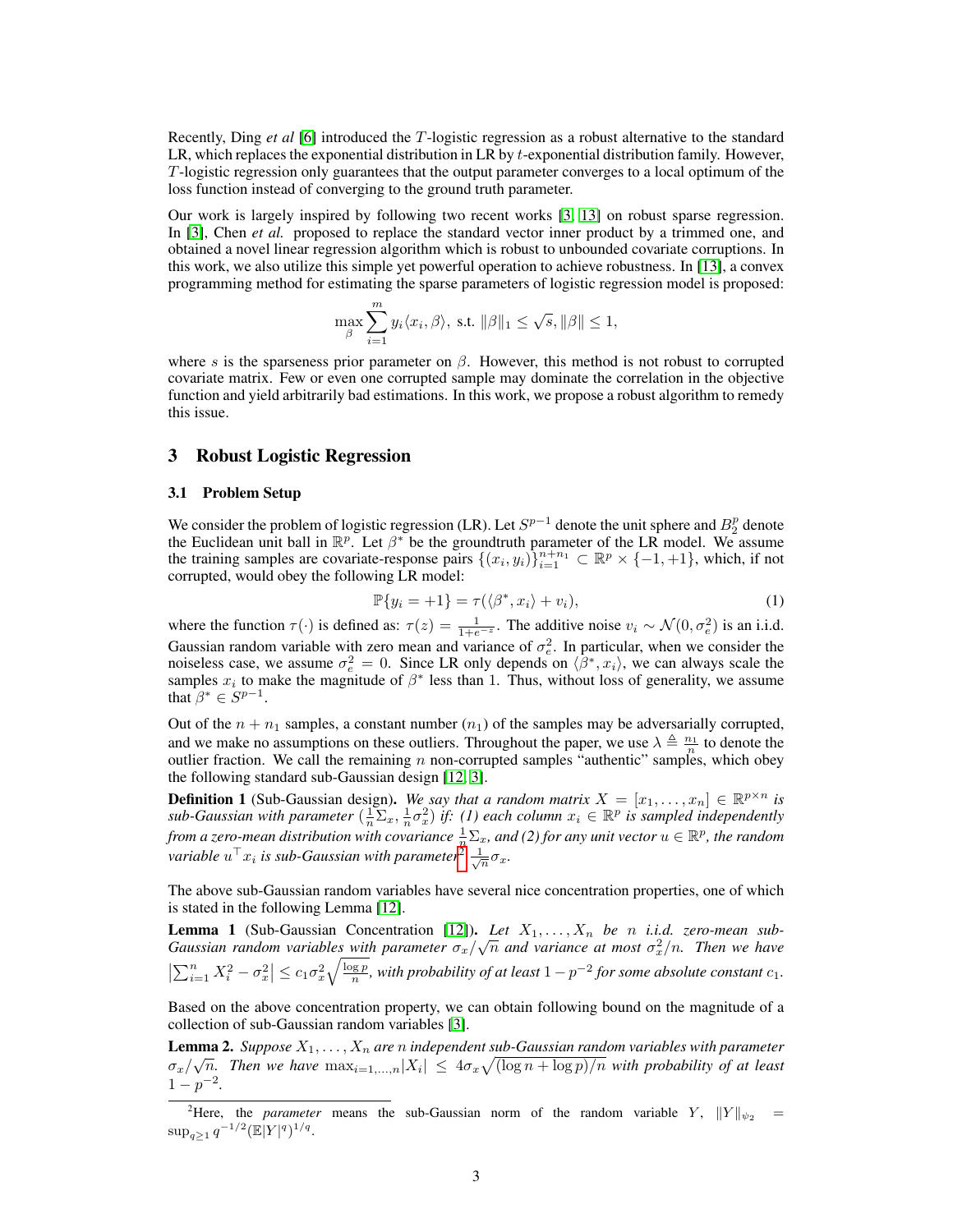Recently, Ding *et al* [6] introduced the $T$-logistic regression as a robust alternative to the standard LR, which replaces the exponential distribution in LR by $t$-exponential distribution family. However, $T$-logistic regression only guarantees that the output parameter converges to a local optimum of the loss function instead of converging to the ground truth parameter.

Our work is largely inspired by following two recent works [3, 13] on robust sparse regression. In [3], Chen *et al.* proposed to replace the standard vector inner product by a trimmed one, and obtained a novel linear regression algorithm which is robust to unbounded covariate corruptions. In this work, we also utilize this simple yet powerful operation to achieve robustness. In [13], a convex programming method for estimating the sparse parameters of logistic regression model is proposed:

$$\max_{\beta} \sum_{i=1}^{m} y_i \langle x_i, \beta \rangle, \text{ s.t. } \|\beta\|_1 \leq \sqrt{s}, \|\beta\| \leq 1,$$

where $s$ is the sparseness prior parameter on $\beta$. However, this method is not robust to corrupted covariate matrix. Few or even one corrupted sample may dominate the correlation in the objective function and yield arbitrarily bad estimations. In this work, we propose a robust algorithm to remedy this issue.

## 3 Robust Logistic Regression

### 3.1 Problem Setup

We consider the problem of logistic regression (LR). Let $S^{p-1}$ denote the unit sphere and $B_2^p$ denote the Euclidean unit ball in $\mathbb{R}^p$. Let $\beta^*$ be the groundtruth parameter of the LR model. We assume the training samples are covariate-response pairs $\{(x_i, y_i)\}_{i=1}^{n+n_1} \subset \mathbb{R}^p \times \{-1, +1\}$, which, if not corrupted, would obey the following LR model:

$$\mathbb{P}\{y_i = +1\} = \tau(\langle \beta^*, x_i \rangle + v_i), \tag{1}$$

where the function $\tau(\cdot)$ is defined as: $\tau(z) = \frac{1}{1+e^{-z}}$. The additive noise $v_i \sim \mathcal{N}(0, \sigma_e^2)$ is an i.i.d. Gaussian random variable with zero mean and variance of $\sigma_e^2$. In particular, when we consider the noiseless case, we assume $\sigma_e^2 = 0$. Since LR only depends on $\langle \beta^*, x_i \rangle$, we can always scale the samples $x_i$ to make the magnitude of $\beta^*$ less than 1. Thus, without loss of generality, we assume that $\beta^* \in S^{p-1}$.

Out of the $n + n_1$ samples, a constant number ($n_1$) of the samples may be adversarially corrupted, and we make no assumptions on these outliers. Throughout the paper, we use $\lambda \triangleq \frac{n_1}{n}$ to denote the outlier fraction. We call the remaining $n$ non-corrupted samples "authentic" samples, which obey the following standard sub-Gaussian design [12, 3].

**Definition 1** (Sub-Gaussian design). *We say that a random matrix $X = [x_1, \ldots, x_n] \in \mathbb{R}^{p \times n}$ is sub-Gaussian with parameter $(\frac{1}{n}\Sigma_x, \frac{1}{n}\sigma_x^2)$ if: (1) each column $x_i \in \mathbb{R}^p$ is sampled independently from a zero-mean distribution with covariance $\frac{1}{n}\Sigma_x$, and (2) for any unit vector $u \in \mathbb{R}^p$, the random variable $u^\top x_i$ is sub-Gaussian with parameter[2] $\frac{1}{\sqrt{n}}\sigma_x$.*

The above sub-Gaussian random variables have several nice concentration properties, one of which is stated in the following Lemma [12].

**Lemma 1** (Sub-Gaussian Concentration [12]). *Let $X_1, \ldots, X_n$ be $n$ i.i.d. zero-mean sub-Gaussian random variables with parameter $\sigma_x/\sqrt{n}$ and variance at most $\sigma_x^2/n$. Then we have $\left|\sum_{i=1}^n X_i^2 - \sigma_x^2\right| \leq c_1 \sigma_x^2 \sqrt{\frac{\log p}{n}}$, with probability of at least $1 - p^{-2}$ for some absolute constant $c_1$.*

Based on the above concentration property, we can obtain following bound on the magnitude of a collection of sub-Gaussian random variables [3].

**Lemma 2.** *Suppose $X_1, \ldots, X_n$ are $n$ independent sub-Gaussian random variables with parameter $\sigma_x/\sqrt{n}$. Then we have $\max_{i=1,\ldots,n} |X_i| \leq 4\sigma_x \sqrt{(\log n + \log p)/n}$ with probability of at least $1 - p^{-2}$.*

---

[2] Here, the *parameter* means the sub-Gaussian norm of the random variable $Y$, $\|Y\|_{\psi_2} = \sup_{q \geq 1} q^{-1/2} (\mathbb{E}|Y|^q)^{1/q}$.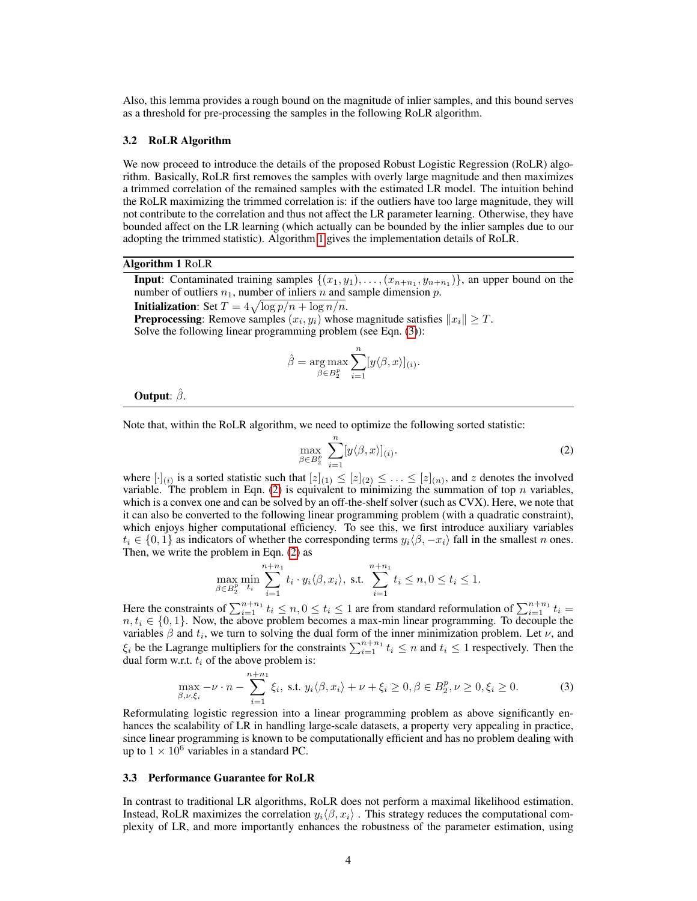Also, this lemma provides a rough bound on the magnitude of inlier samples, and this bound serves as a threshold for pre-processing the samples in the following RoLR algorithm.

### 3.2 RoLR Algorithm

We now proceed to introduce the details of the proposed Robust Logistic Regression (RoLR) algorithm. Basically, RoLR first removes the samples with overly large magnitude and then maximizes a trimmed correlation of the remained samples with the estimated LR model. The intuition behind the RoLR maximizing the trimmed correlation is: if the outliers have too large magnitude, they will not contribute to the correlation and thus not affect the LR parameter learning. Otherwise, they have bounded affect on the LR learning (which actually can be bounded by the inlier samples due to our adopting the trimmed statistic). Algorithm 1 gives the implementation details of RoLR.

---

**Algorithm 1** RoLR

**Input**: Contaminated training samples $\{(x_1, y_1), \ldots, (x_{n+n_1}, y_{n+n_1})\}$, an upper bound on the number of outliers $n_1$, number of inliers $n$ and sample dimension $p$.

**Initialization**: Set $T = 4\sqrt{\log p/n + \log n/n}$.

**Preprocessing**: Remove samples $(x_i, y_i)$ whose magnitude satisfies $\|x_i\| \geq T$.

Solve the following linear programming problem (see Eqn. (3)):

$$\hat{\beta} = \arg\max_{\beta \in B_2^p} \sum_{i=1}^{n} [y\langle\beta, x\rangle]_{(i)}.$$

**Output**: $\hat{\beta}$.

---

Note that, within the RoLR algorithm, we need to optimize the following sorted statistic:

$$\max_{\beta \in B_2^p} \sum_{i=1}^{n} [y\langle\beta, x\rangle]_{(i)}. \tag{2}$$

where $[\cdot]_{(i)}$ is a sorted statistic such that $[z]_{(1)} \leq [z]_{(2)} \leq \ldots \leq [z]_{(n)}$, and $z$ denotes the involved variable. The problem in Eqn. (2) is equivalent to minimizing the summation of top $n$ variables, which is a convex one and can be solved by an off-the-shelf solver (such as CVX). Here, we note that it can also be converted to the following linear programming problem (with a quadratic constraint), which enjoys higher computational efficiency. To see this, we first introduce auxiliary variables $t_i \in \{0, 1\}$ as indicators of whether the corresponding terms $y_i\langle\beta, -x_i\rangle$ fall in the smallest $n$ ones. Then, we write the problem in Eqn. (2) as

$$\max_{\beta \in B_2^p} \min_{t_i} \sum_{i=1}^{n+n_1} t_i \cdot y_i\langle\beta, x_i\rangle, \text{ s.t. } \sum_{i=1}^{n+n_1} t_i \leq n, 0 \leq t_i \leq 1.$$

Here the constraints of $\sum_{i=1}^{n+n_1} t_i \leq n, 0 \leq t_i \leq 1$ are from standard reformulation of $\sum_{i=1}^{n+n_1} t_i = n, t_i \in \{0, 1\}$. Now, the above problem becomes a max-min linear programming. To decouple the variables $\beta$ and $t_i$, we turn to solving the dual form of the inner minimization problem. Let $\nu$, and $\xi_i$ be the Lagrange multipliers for the constraints $\sum_{i=1}^{n+n_1} t_i \leq n$ and $t_i \leq 1$ respectively. Then the dual form w.r.t. $t_i$ of the above problem is:

$$\max_{\beta, \nu, \xi_i} -\nu \cdot n - \sum_{i=1}^{n+n_1} \xi_i, \text{ s.t. } y_i\langle\beta, x_i\rangle + \nu + \xi_i \geq 0, \beta \in B_2^p, \nu \geq 0, \xi_i \geq 0. \tag{3}$$

Reformulating logistic regression into a linear programming problem as above significantly enhances the scalability of LR in handling large-scale datasets, a property very appealing in practice, since linear programming is known to be computationally efficient and has no problem dealing with up to $1 \times 10^6$ variables in a standard PC.

### 3.3 Performance Guarantee for RoLR

In contrast to traditional LR algorithms, RoLR does not perform a maximal likelihood estimation. Instead, RoLR maximizes the correlation $y_i\langle\beta, x_i\rangle$ . This strategy reduces the computational complexity of LR, and more importantly enhances the robustness of the parameter estimation, using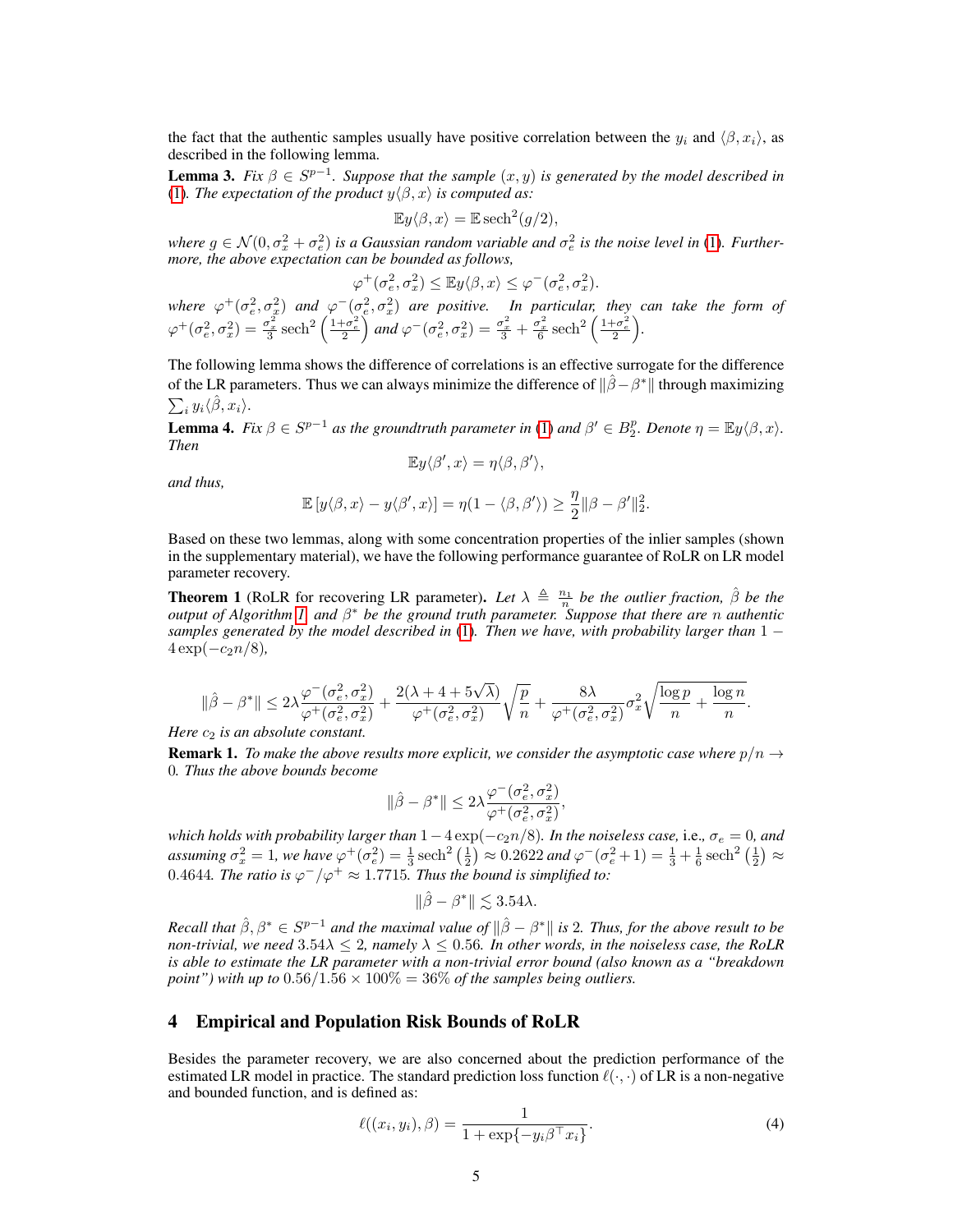the fact that the authentic samples usually have positive correlation between the $y_i$ and $\langle \beta, x_i \rangle$, as described in the following lemma.

**Lemma 3.** *Fix $\beta \in S^{p-1}$. Suppose that the sample $(x, y)$ is generated by the model described in (1). The expectation of the product $y\langle \beta, x\rangle$ is computed as:*

$$\mathbb{E} y\langle \beta, x\rangle = \mathbb{E}\, \mathrm{sech}^2(g/2),$$

*where $g \in \mathcal{N}(0, \sigma_x^2 + \sigma_e^2)$ is a Gaussian random variable and $\sigma_e^2$ is the noise level in (1). Furthermore, the above expectation can be bounded as follows,*

$$\varphi^+(\sigma_e^2, \sigma_x^2) \leq \mathbb{E} y\langle \beta, x\rangle \leq \varphi^-(\sigma_e^2, \sigma_x^2).$$

*where $\varphi^+(\sigma_e^2, \sigma_x^2)$ and $\varphi^-(\sigma_e^2, \sigma_x^2)$ are positive. In particular, they can take the form of $\varphi^+(\sigma_e^2, \sigma_x^2) = \frac{\sigma_x^2}{3} \mathrm{sech}^2\left(\frac{1+\sigma_e^2}{2}\right)$ and $\varphi^-(\sigma_e^2, \sigma_x^2) = \frac{\sigma_x^2}{3} + \frac{\sigma_x^2}{6} \mathrm{sech}^2\left(\frac{1+\sigma_e^2}{2}\right)$.*

The following lemma shows the difference of correlations is an effective surrogate for the difference of the LR parameters. Thus we can always minimize the difference of $\|\hat{\beta} - \beta^*\|$ through maximizing $\sum_i y_i \langle \hat{\beta}, x_i\rangle$.

**Lemma 4.** *Fix $\beta \in S^{p-1}$ as the groundtruth parameter in (1) and $\beta' \in B_2^p$. Denote $\eta = \mathbb{E} y\langle \beta, x\rangle$. Then*

$$\mathbb{E} y\langle \beta', x\rangle = \eta\langle \beta, \beta'\rangle,$$

*and thus,*

$$\mathbb{E}\left[y\langle \beta, x\rangle - y\langle \beta', x\rangle\right] = \eta(1 - \langle \beta, \beta'\rangle) \geq \frac{\eta}{2}\|\beta - \beta'\|_2^2.$$

Based on these two lemmas, along with some concentration properties of the inlier samples (shown in the supplementary material), we have the following performance guarantee of RoLR on LR model parameter recovery.

**Theorem 1** (RoLR for recovering LR parameter)**.** *Let $\lambda \triangleq \frac{n_1}{n}$ be the outlier fraction, $\hat{\beta}$ be the output of Algorithm 1 and $\beta^*$ be the ground truth parameter. Suppose that there are $n$ authentic samples generated by the model described in (1). Then we have, with probability larger than $1 - 4\exp(-c_2 n/8)$,*

$$\|\hat{\beta} - \beta^*\| \leq 2\lambda \frac{\varphi^-(\sigma_e^2, \sigma_x^2)}{\varphi^+(\sigma_e^2, \sigma_x^2)} + \frac{2(\lambda + 4 + 5\sqrt{\lambda})}{\varphi^+(\sigma_e^2, \sigma_x^2)}\sqrt{\frac{p}{n}} + \frac{8\lambda}{\varphi^+(\sigma_e^2, \sigma_x^2)}\sigma_x^2\sqrt{\frac{\log p}{n} + \frac{\log n}{n}}.$$

*Here $c_2$ is an absolute constant.*

**Remark 1.** *To make the above results more explicit, we consider the asymptotic case where $p/n \to 0$. Thus the above bounds become*

$$\|\hat{\beta} - \beta^*\| \leq 2\lambda \frac{\varphi^-(\sigma_e^2, \sigma_x^2)}{\varphi^+(\sigma_e^2, \sigma_x^2)},$$

*which holds with probability larger than $1 - 4\exp(-c_2 n/8)$. In the noiseless case,* i.e., *$\sigma_e = 0$, and assuming $\sigma_x^2 = 1$, we have $\varphi^+(\sigma_e^2) = \frac{1}{3}\mathrm{sech}^2\left(\frac{1}{2}\right) \approx 0.2622$ and $\varphi^-(\sigma_e^2 + 1) = \frac{1}{3} + \frac{1}{6}\mathrm{sech}^2\left(\frac{1}{2}\right) \approx 0.4644$. The ratio is $\varphi^-/\varphi^+ \approx 1.7715$. Thus the bound is simplified to:*

$$\|\hat{\beta} - \beta^*\| \lesssim 3.54\lambda.$$

*Recall that $\hat{\beta}, \beta^* \in S^{p-1}$ and the maximal value of $\|\hat{\beta} - \beta^*\|$ is 2. Thus, for the above result to be non-trivial, we need $3.54\lambda \leq 2$, namely $\lambda \leq 0.56$. In other words, in the noiseless case, the RoLR is able to estimate the LR parameter with a non-trivial error bound (also known as a "breakdown point") with up to $0.56/1.56 \times 100\% = 36\%$ of the samples being outliers.*

# 4 Empirical and Population Risk Bounds of RoLR

Besides the parameter recovery, we are also concerned about the prediction performance of the estimated LR model in practice. The standard prediction loss function $\ell(\cdot, \cdot)$ of LR is a non-negative and bounded function, and is defined as:

$$\ell((x_i, y_i), \beta) = \frac{1}{1 + \exp\{-y_i \beta^\top x_i\}}. \tag{4}$$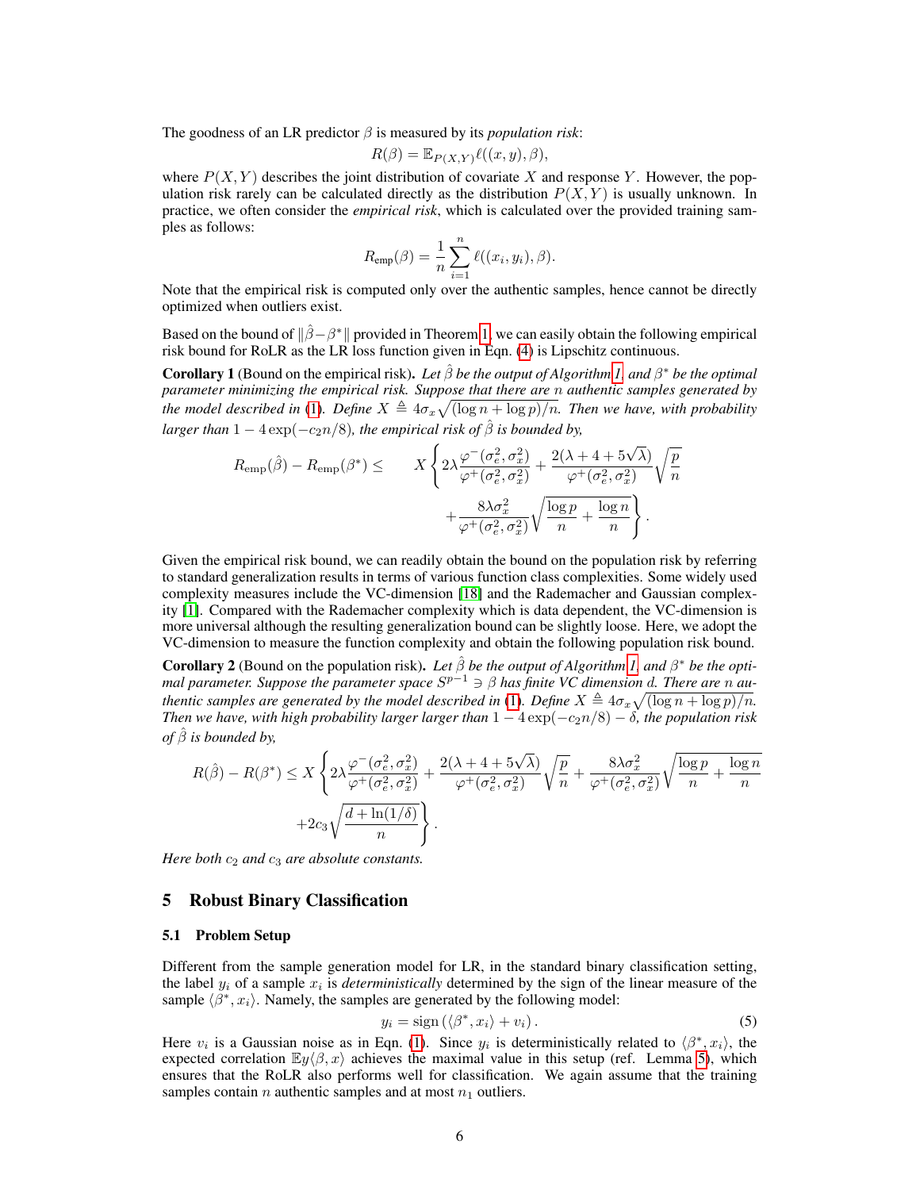The goodness of an LR predictor $\beta$ is measured by its *population risk*:

$$R(\beta) = \mathbb{E}_{P(X,Y)}\ell((x,y),\beta),$$

where $P(X,Y)$ describes the joint distribution of covariate $X$ and response $Y$. However, the population risk rarely can be calculated directly as the distribution $P(X,Y)$ is usually unknown. In practice, we often consider the *empirical risk*, which is calculated over the provided training samples as follows:

$$R_{\text{emp}}(\beta) = \frac{1}{n}\sum_{i=1}^{n}\ell((x_i,y_i),\beta).$$

Note that the empirical risk is computed only over the authentic samples, hence cannot be directly optimized when outliers exist.

Based on the bound of $\|\hat{\beta}-\beta^*\|$ provided in Theorem 1, we can easily obtain the following empirical risk bound for RoLR as the LR loss function given in Eqn. (4) is Lipschitz continuous.

**Corollary 1** (Bound on the empirical risk). *Let $\hat{\beta}$ be the output of Algorithm 1, and $\beta^*$ be the optimal parameter minimizing the empirical risk. Suppose that there are $n$ authentic samples generated by the model described in (1). Define $X \triangleq 4\sigma_x\sqrt{(\log n + \log p)/n}$. Then we have, with probability larger than $1 - 4\exp(-c_2 n/8)$, the empirical risk of $\hat{\beta}$ is bounded by,*

$$R_{\text{emp}}(\hat{\beta}) - R_{\text{emp}}(\beta^*) \leq X\left\{2\lambda\frac{\varphi^-(\sigma_e^2,\sigma_x^2)}{\varphi^+(\sigma_e^2,\sigma_x^2)} + \frac{2(\lambda+4+5\sqrt{\lambda})}{\varphi^+(\sigma_e^2,\sigma_x^2)}\sqrt{\frac{p}{n}} + \frac{8\lambda\sigma_x^2}{\varphi^+(\sigma_e^2,\sigma_x^2)}\sqrt{\frac{\log p}{n}+\frac{\log n}{n}}\right\}.$$

Given the empirical risk bound, we can readily obtain the bound on the population risk by referring to standard generalization results in terms of various function class complexities. Some widely used complexity measures include the VC-dimension [18] and the Rademacher and Gaussian complexity [1]. Compared with the Rademacher complexity which is data dependent, the VC-dimension is more universal although the resulting generalization bound can be slightly loose. Here, we adopt the VC-dimension to measure the function complexity and obtain the following population risk bound.

**Corollary 2** (Bound on the population risk). *Let $\hat{\beta}$ be the output of Algorithm 1, and $\beta^*$ be the optimal parameter. Suppose the parameter space $S^{p-1} \ni \beta$ has finite VC dimension $d$. There are $n$ authentic samples are generated by the model described in (1). Define $X \triangleq 4\sigma_x\sqrt{(\log n + \log p)/n}$. Then we have, with high probability larger larger than $1 - 4\exp(-c_2 n/8) - \delta$, the population risk of $\hat{\beta}$ is bounded by,*

$$R(\hat{\beta}) - R(\beta^*) \leq X\left\{2\lambda\frac{\varphi^-(\sigma_e^2,\sigma_x^2)}{\varphi^+(\sigma_e^2,\sigma_x^2)} + \frac{2(\lambda+4+5\sqrt{\lambda})}{\varphi^+(\sigma_e^2,\sigma_x^2)}\sqrt{\frac{p}{n}} + \frac{8\lambda\sigma_x^2}{\varphi^+(\sigma_e^2,\sigma_x^2)}\sqrt{\frac{\log p}{n}+\frac{\log n}{n}} + 2c_3\sqrt{\frac{d+\ln(1/\delta)}{n}}\right\}.$$

*Here both $c_2$ and $c_3$ are absolute constants.*

## 5 Robust Binary Classification

### 5.1 Problem Setup

Different from the sample generation model for LR, in the standard binary classification setting, the label $y_i$ of a sample $x_i$ is *deterministically* determined by the sign of the linear measure of the sample $\langle\beta^*, x_i\rangle$. Namely, the samples are generated by the following model:

$$y_i = \text{sign}\left(\langle\beta^*, x_i\rangle + v_i\right). \tag{5}$$

Here $v_i$ is a Gaussian noise as in Eqn. (1). Since $y_i$ is deterministically related to $\langle\beta^*, x_i\rangle$, the expected correlation $\mathbb{E}y\langle\beta, x\rangle$ achieves the maximal value in this setup (ref. Lemma 5), which ensures that the RoLR also performs well for classification. We again assume that the training samples contain $n$ authentic samples and at most $n_1$ outliers.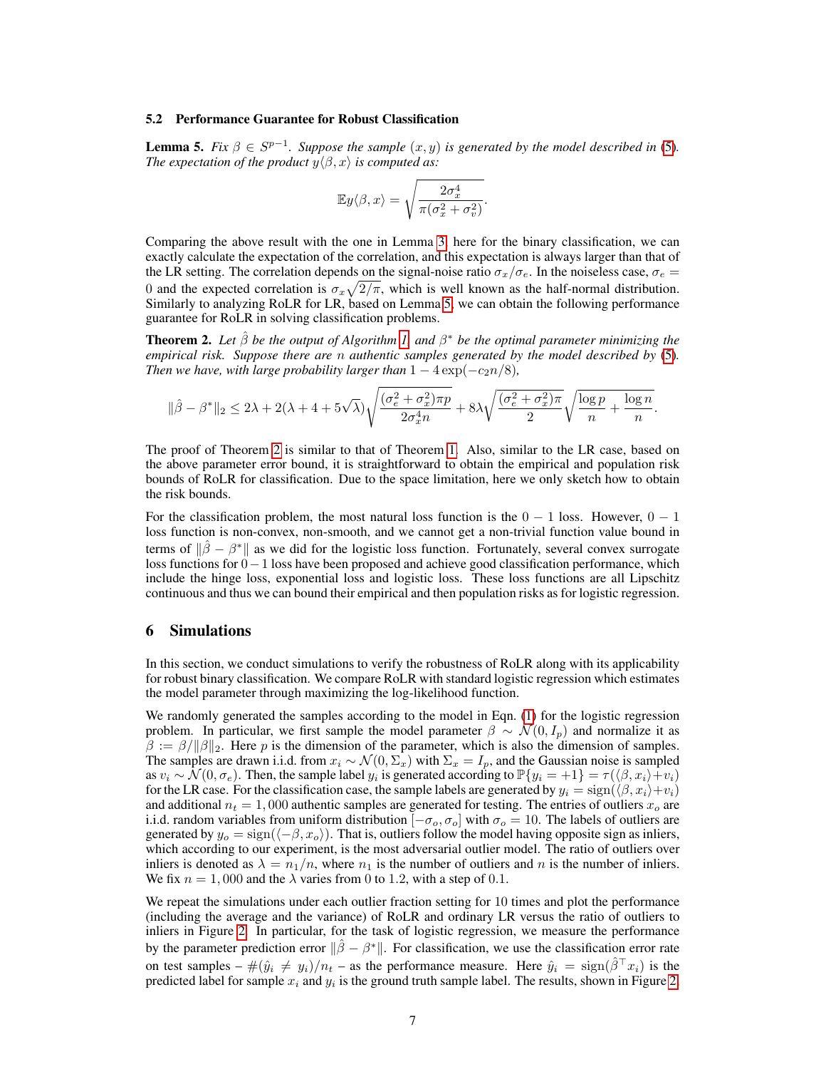### 5.2 Performance Guarantee for Robust Classification

**Lemma 5.** *Fix $\beta \in S^{p-1}$. Suppose the sample $(x, y)$ is generated by the model described in (5). The expectation of the product $y\langle \beta, x\rangle$ is computed as:*

$$\mathbb{E}y\langle \beta, x\rangle = \sqrt{\frac{2\sigma_x^4}{\pi(\sigma_x^2 + \sigma_v^2)}}.$$

Comparing the above result with the one in Lemma 3, here for the binary classification, we can exactly calculate the expectation of the correlation, and this expectation is always larger than that of the LR setting. The correlation depends on the signal-noise ratio $\sigma_x/\sigma_e$. In the noiseless case, $\sigma_e = 0$ and the expected correlation is $\sigma_x\sqrt{2/\pi}$, which is well known as the half-normal distribution. Similarly to analyzing RoLR for LR, based on Lemma 5, we can obtain the following performance guarantee for RoLR in solving classification problems.

**Theorem 2.** *Let $\hat{\beta}$ be the output of Algorithm 1 and $\beta^*$ be the optimal parameter minimizing the empirical risk. Suppose there are $n$ authentic samples generated by the model described by (5). Then we have, with large probability larger than $1 - 4\exp(-c_2 n/8)$,*

$$\|\hat{\beta} - \beta^*\|_2 \leq 2\lambda + 2(\lambda + 4 + 5\sqrt{\lambda})\sqrt{\frac{(\sigma_e^2 + \sigma_x^2)\pi p}{2\sigma_x^4 n}} + 8\lambda\sqrt{\frac{(\sigma_e^2 + \sigma_x^2)\pi}{2}}\sqrt{\frac{\log p}{n} + \frac{\log n}{n}}.$$

The proof of Theorem 2 is similar to that of Theorem 1. Also, similar to the LR case, based on the above parameter error bound, it is straightforward to obtain the empirical and population risk bounds of RoLR for classification. Due to the space limitation, here we only sketch how to obtain the risk bounds.

For the classification problem, the most natural loss function is the $0-1$ loss. However, $0-1$ loss function is non-convex, non-smooth, and we cannot get a non-trivial function value bound in terms of $\|\hat{\beta} - \beta^*\|$ as we did for the logistic loss function. Fortunately, several convex surrogate loss functions for $0-1$ loss have been proposed and achieve good classification performance, which include the hinge loss, exponential loss and logistic loss. These loss functions are all Lipschitz continuous and thus we can bound their empirical and then population risks as for logistic regression.

## 6 Simulations

In this section, we conduct simulations to verify the robustness of RoLR along with its applicability for robust binary classification. We compare RoLR with standard logistic regression which estimates the model parameter through maximizing the log-likelihood function.

We randomly generated the samples according to the model in Eqn. (1) for the logistic regression problem. In particular, we first sample the model parameter $\beta \sim \mathcal{N}(0, I_p)$ and normalize it as $\beta := \beta/\|\beta\|_2$. Here $p$ is the dimension of the parameter, which is also the dimension of samples. The samples are drawn i.i.d. from $x_i \sim \mathcal{N}(0, \Sigma_x)$ with $\Sigma_x = I_p$, and the Gaussian noise is sampled as $v_i \sim \mathcal{N}(0, \sigma_e)$. Then, the sample label $y_i$ is generated according to $\mathbb{P}\{y_i = +1\} = \tau(\langle \beta, x_i\rangle + v_i)$ for the LR case. For the classification case, the sample labels are generated by $y_i = \text{sign}(\langle \beta, x_i\rangle + v_i)$ and additional $n_t = 1,000$ authentic samples are generated for testing. The entries of outliers $x_o$ are i.i.d. random variables from uniform distribution $[-\sigma_o, \sigma_o]$ with $\sigma_o = 10$. The labels of outliers are generated by $y_o = \text{sign}(\langle -\beta, x_o\rangle)$. That is, outliers follow the model having opposite sign as inliers, which according to our experiment, is the most adversarial outlier model. The ratio of outliers over inliers is denoted as $\lambda = n_1/n$, where $n_1$ is the number of outliers and $n$ is the number of inliers. We fix $n = 1,000$ and the $\lambda$ varies from 0 to 1.2, with a step of 0.1.

We repeat the simulations under each outlier fraction setting for 10 times and plot the performance (including the average and the variance) of RoLR and ordinary LR versus the ratio of outliers to inliers in Figure 2. In particular, for the task of logistic regression, we measure the performance by the parameter prediction error $\|\hat{\beta} - \beta^*\|$. For classification, we use the classification error rate on test samples – $\#(\hat{y}_i \neq y_i)/n_t$ – as the performance measure. Here $\hat{y}_i = \text{sign}(\hat{\beta}^\top x_i)$ is the predicted label for sample $x_i$ and $y_i$ is the ground truth sample label. The results, shown in Figure 2,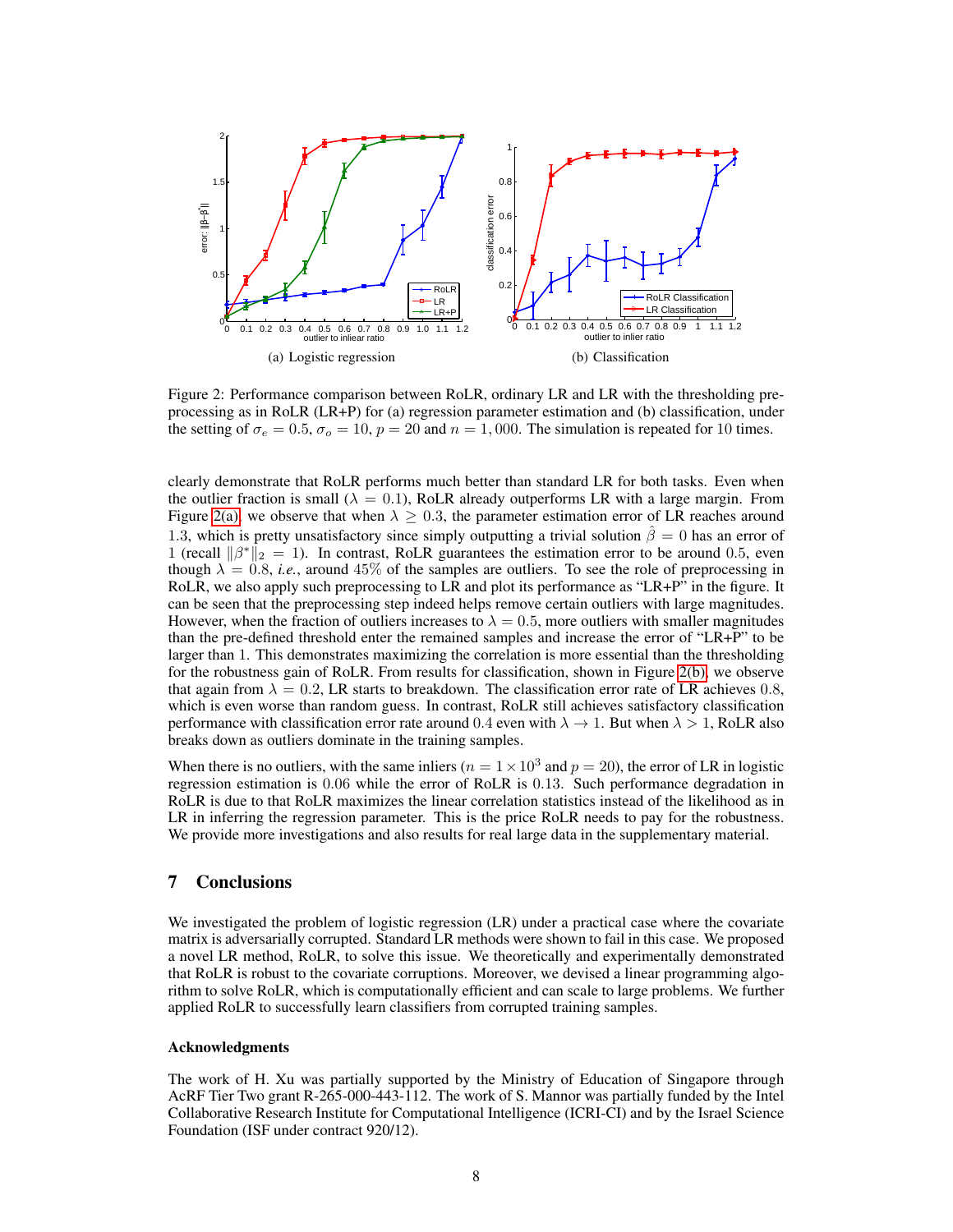error: ‖β−β*‖

2
1.5
1
0.5
0

0 0.1 0.2 0.3 0.4 0.5 0.6 0.7 0.8 0.9 1 1.1 1.2

outlier to inliear ratio

RoLR
LR
LR+P

(a) Logistic regression

classification error

1
0.8
0.6
0.4
0.2
0

0 0.1 0.2 0.3 0.4 0.5 0.6 0.7 0.8 0.9 1 1.1 1.2

outlier to inlier ratio

RoLR Classification
LR Classification

(b) Classification

Figure 2: Performance comparison between RoLR, ordinary LR and LR with the thresholding preprocessing as in RoLR (LR+P) for (a) regression parameter estimation and (b) classification, under the setting of $\sigma_e = 0.5$, $\sigma_o = 10$, $p = 20$ and $n = 1,000$. The simulation is repeated for 10 times.

clearly demonstrate that RoLR performs much better than standard LR for both tasks. Even when the outlier fraction is small ($\lambda = 0.1$), RoLR already outperforms LR with a large margin. From Figure 2(a), we observe that when $\lambda \geq 0.3$, the parameter estimation error of LR reaches around 1.3, which is pretty unsatisfactory since simply outputting a trivial solution $\hat{\beta} = 0$ has an error of 1 (recall $\|\beta^*\|_2 = 1$). In contrast, RoLR guarantees the estimation error to be around 0.5, even though $\lambda = 0.8$, *i.e.*, around 45% of the samples are outliers. To see the role of preprocessing in RoLR, we also apply such preprocessing to LR and plot its performance as "LR+P" in the figure. It can be seen that the preprocessing step indeed helps remove certain outliers with large magnitudes. However, when the fraction of outliers increases to $\lambda = 0.5$, more outliers with smaller magnitudes than the pre-defined threshold enter the remained samples and increase the error of "LR+P" to be larger than 1. This demonstrates maximizing the correlation is more essential than the thresholding for the robustness gain of RoLR. From results for classification, shown in Figure 2(b), we observe that again from $\lambda = 0.2$, LR starts to breakdown. The classification error rate of LR achieves 0.8, which is even worse than random guess. In contrast, RoLR still achieves satisfactory classification performance with classification error rate around 0.4 even with $\lambda \to 1$. But when $\lambda > 1$, RoLR also breaks down as outliers dominate in the training samples.

When there is no outliers, with the same inliers ($n = 1 \times 10^3$ and $p = 20$), the error of LR in logistic regression estimation is 0.06 while the error of RoLR is 0.13. Such performance degradation in RoLR is due to that RoLR maximizes the linear correlation statistics instead of the likelihood as in LR in inferring the regression parameter. This is the price RoLR needs to pay for the robustness. We provide more investigations and also results for real large data in the supplementary material.

## 7 Conclusions

We investigated the problem of logistic regression (LR) under a practical case where the covariate matrix is adversarially corrupted. Standard LR methods were shown to fail in this case. We proposed a novel LR method, RoLR, to solve this issue. We theoretically and experimentally demonstrated that RoLR is robust to the covariate corruptions. Moreover, we devised a linear programming algorithm to solve RoLR, which is computationally efficient and can scale to large problems. We further applied RoLR to successfully learn classifiers from corrupted training samples.

### Acknowledgments

The work of H. Xu was partially supported by the Ministry of Education of Singapore through AcRF Tier Two grant R-265-000-443-112. The work of S. Mannor was partially funded by the Intel Collaborative Research Institute for Computational Intelligence (ICRI-CI) and by the Israel Science Foundation (ISF under contract 920/12).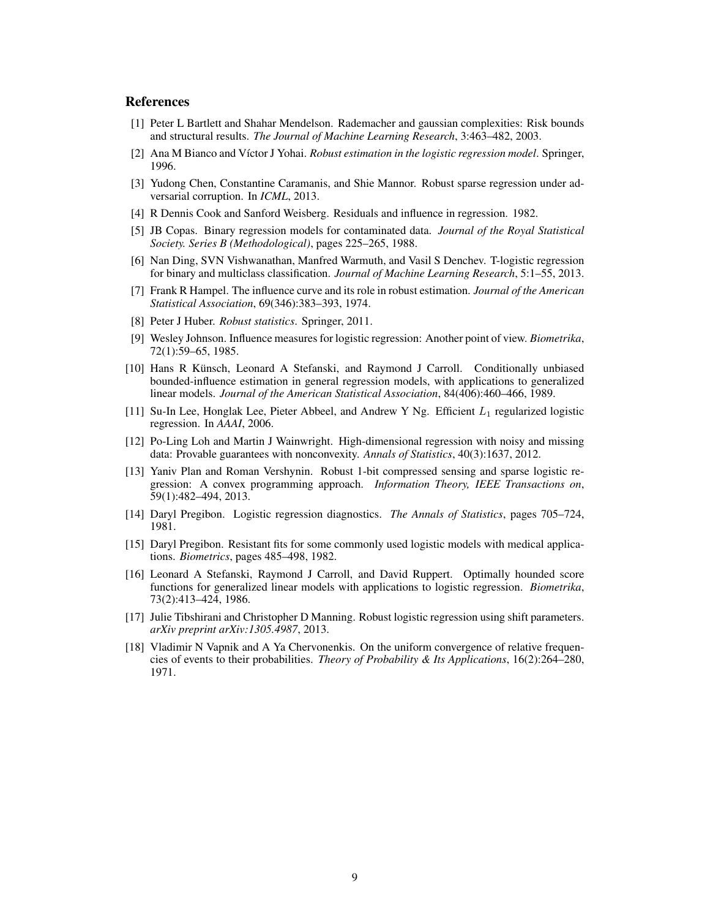## References

[1] Peter L Bartlett and Shahar Mendelson. Rademacher and gaussian complexities: Risk bounds and structural results. *The Journal of Machine Learning Research*, 3:463–482, 2003.

[2] Ana M Bianco and Víctor J Yohai. *Robust estimation in the logistic regression model*. Springer, 1996.

[3] Yudong Chen, Constantine Caramanis, and Shie Mannor. Robust sparse regression under adversarial corruption. In *ICML*, 2013.

[4] R Dennis Cook and Sanford Weisberg. Residuals and influence in regression. 1982.

[5] JB Copas. Binary regression models for contaminated data. *Journal of the Royal Statistical Society. Series B (Methodological)*, pages 225–265, 1988.

[6] Nan Ding, SVN Vishwanathan, Manfred Warmuth, and Vasil S Denchev. T-logistic regression for binary and multiclass classification. *Journal of Machine Learning Research*, 5:1–55, 2013.

[7] Frank R Hampel. The influence curve and its role in robust estimation. *Journal of the American Statistical Association*, 69(346):383–393, 1974.

[8] Peter J Huber. *Robust statistics*. Springer, 2011.

[9] Wesley Johnson. Influence measures for logistic regression: Another point of view. *Biometrika*, 72(1):59–65, 1985.

[10] Hans R Künsch, Leonard A Stefanski, and Raymond J Carroll. Conditionally unbiased bounded-influence estimation in general regression models, with applications to generalized linear models. *Journal of the American Statistical Association*, 84(406):460–466, 1989.

[11] Su-In Lee, Honglak Lee, Pieter Abbeel, and Andrew Y Ng. Efficient $L_1$ regularized logistic regression. In *AAAI*, 2006.

[12] Po-Ling Loh and Martin J Wainwright. High-dimensional regression with noisy and missing data: Provable guarantees with nonconvexity. *Annals of Statistics*, 40(3):1637, 2012.

[13] Yaniv Plan and Roman Vershynin. Robust 1-bit compressed sensing and sparse logistic regression: A convex programming approach. *Information Theory, IEEE Transactions on*, 59(1):482–494, 2013.

[14] Daryl Pregibon. Logistic regression diagnostics. *The Annals of Statistics*, pages 705–724, 1981.

[15] Daryl Pregibon. Resistant fits for some commonly used logistic models with medical applications. *Biometrics*, pages 485–498, 1982.

[16] Leonard A Stefanski, Raymond J Carroll, and David Ruppert. Optimally hounded score functions for generalized linear models with applications to logistic regression. *Biometrika*, 73(2):413–424, 1986.

[17] Julie Tibshirani and Christopher D Manning. Robust logistic regression using shift parameters. *arXiv preprint arXiv:1305.4987*, 2013.

[18] Vladimir N Vapnik and A Ya Chervonenkis. On the uniform convergence of relative frequencies of events to their probabilities. *Theory of Probability & Its Applications*, 16(2):264–280, 1971.